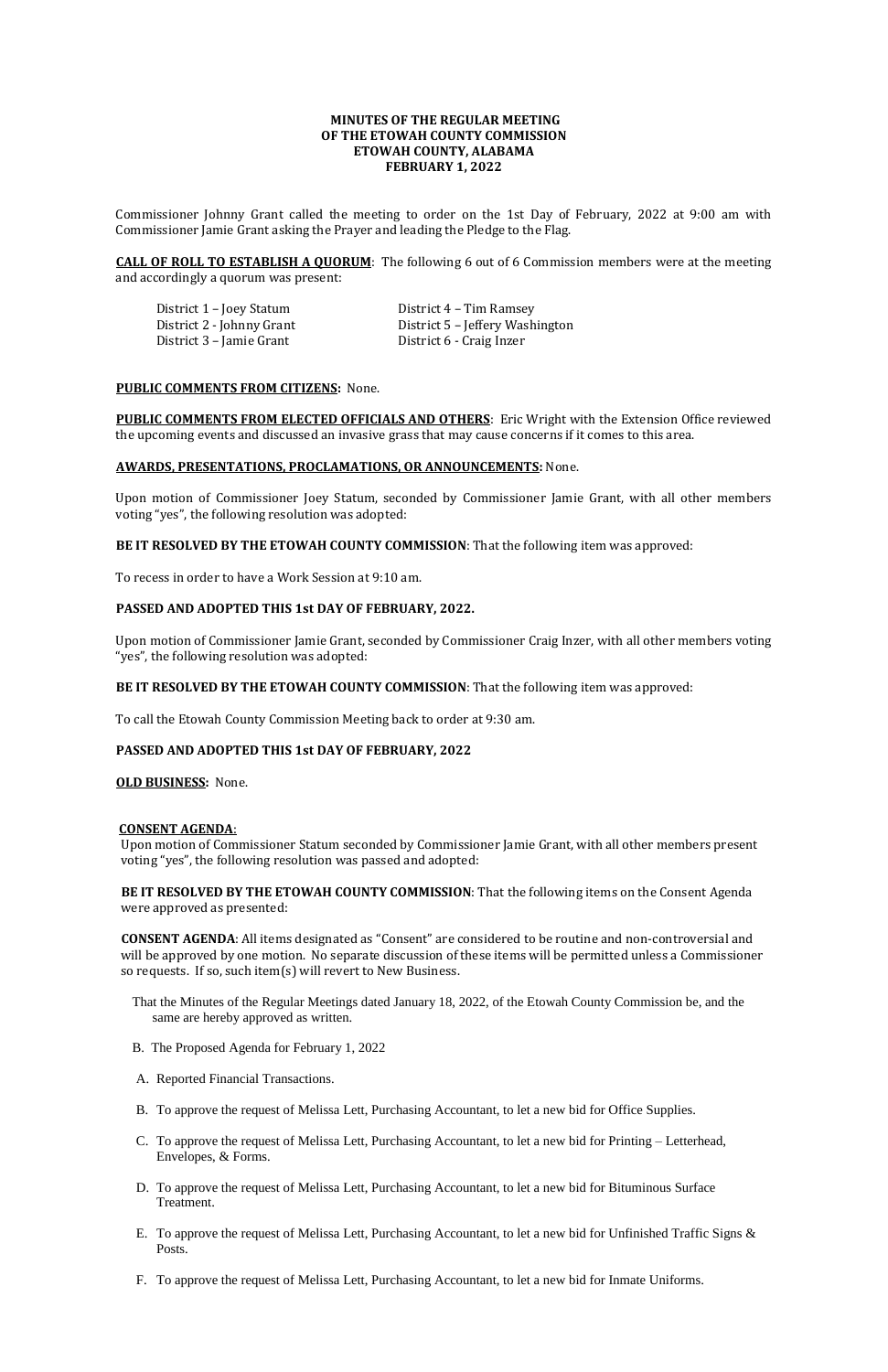**MINUTES OF THE REGULAR MEETING**
**OF THE ETOWAH COUNTY COMMISSION**
**ETOWAH COUNTY, ALABAMA**
**FEBRUARY 1, 2022**

Commissioner Johnny Grant called the meeting to order on the 1st Day of February, 2022 at 9:00 am with Commissioner Jamie Grant asking the Prayer and leading the Pledge to the Flag.

**CALL OF ROLL TO ESTABLISH A QUORUM**: The following 6 out of 6 Commission members were at the meeting and accordingly a quorum was present:

District 1 – Joey Statum
District 2 - Johnny Grant
District 3 – Jamie Grant
District 4 – Tim Ramsey
District 5 – Jeffery Washington
District 6 - Craig Inzer

**PUBLIC COMMENTS FROM CITIZENS:** None.

**PUBLIC COMMENTS FROM ELECTED OFFICIALS AND OTHERS**: Eric Wright with the Extension Office reviewed the upcoming events and discussed an invasive grass that may cause concerns if it comes to this area.

**AWARDS, PRESENTATIONS, PROCLAMATIONS, OR ANNOUNCEMENTS:** None.

Upon motion of Commissioner Joey Statum, seconded by Commissioner Jamie Grant, with all other members voting "yes", the following resolution was adopted:

**BE IT RESOLVED BY THE ETOWAH COUNTY COMMISSION**: That the following item was approved:

To recess in order to have a Work Session at 9:10 am.

**PASSED AND ADOPTED THIS 1st DAY OF FEBRUARY, 2022.**

Upon motion of Commissioner Jamie Grant, seconded by Commissioner Craig Inzer, with all other members voting "yes", the following resolution was adopted:

**BE IT RESOLVED BY THE ETOWAH COUNTY COMMISSION**: That the following item was approved:

To call the Etowah County Commission Meeting back to order at 9:30 am.

**PASSED AND ADOPTED THIS 1st DAY OF FEBRUARY, 2022**

**OLD BUSINESS:** None.

**CONSENT AGENDA**:
Upon motion of Commissioner Statum seconded by Commissioner Jamie Grant, with all other members present voting "yes", the following resolution was passed and adopted:

**BE IT RESOLVED BY THE ETOWAH COUNTY COMMISSION**: That the following items on the Consent Agenda were approved as presented:

**CONSENT AGENDA**: All items designated as "Consent" are considered to be routine and non-controversial and will be approved by one motion. No separate discussion of these items will be permitted unless a Commissioner so requests. If so, such item(s) will revert to New Business.

That the Minutes of the Regular Meetings dated January 18, 2022, of the Etowah County Commission be, and the same are hereby approved as written.

B. The Proposed Agenda for February 1, 2022

A. Reported Financial Transactions.

B. To approve the request of Melissa Lett, Purchasing Accountant, to let a new bid for Office Supplies.

C. To approve the request of Melissa Lett, Purchasing Accountant, to let a new bid for Printing – Letterhead, Envelopes, & Forms.

D. To approve the request of Melissa Lett, Purchasing Accountant, to let a new bid for Bituminous Surface Treatment.

E. To approve the request of Melissa Lett, Purchasing Accountant, to let a new bid for Unfinished Traffic Signs & Posts.

F. To approve the request of Melissa Lett, Purchasing Accountant, to let a new bid for Inmate Uniforms.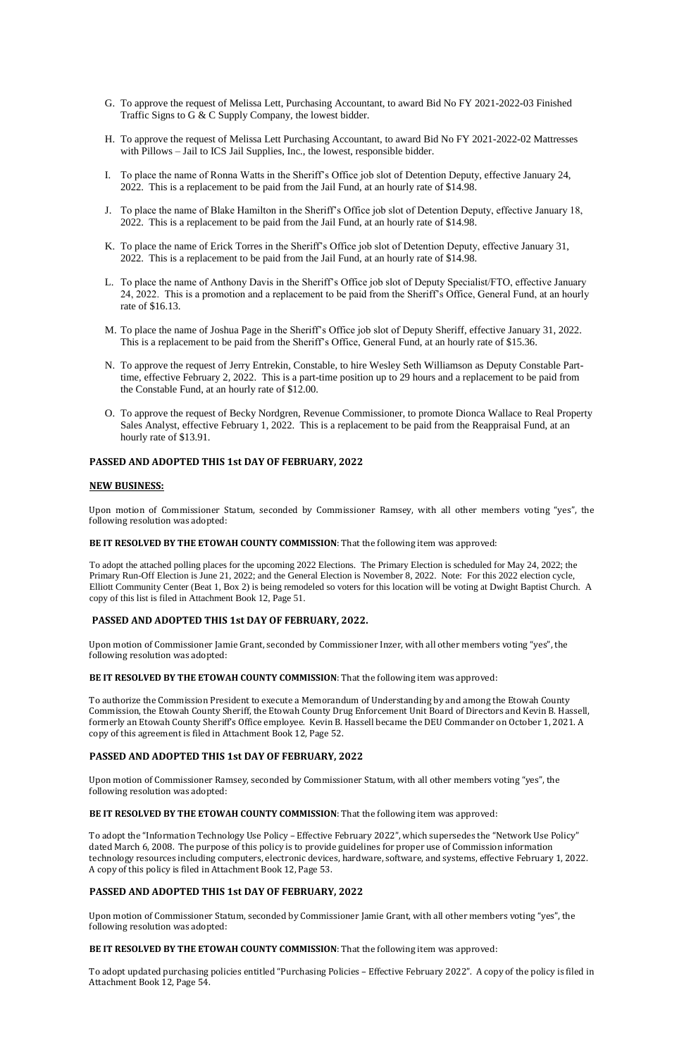G. To approve the request of Melissa Lett, Purchasing Accountant, to award Bid No FY 2021-2022-03 Finished Traffic Signs to G & C Supply Company, the lowest bidder.

H. To approve the request of Melissa Lett Purchasing Accountant, to award Bid No FY 2021-2022-02 Mattresses with Pillows – Jail to ICS Jail Supplies, Inc., the lowest, responsible bidder.

I. To place the name of Ronna Watts in the Sheriff's Office job slot of Detention Deputy, effective January 24, 2022. This is a replacement to be paid from the Jail Fund, at an hourly rate of $14.98.

J. To place the name of Blake Hamilton in the Sheriff's Office job slot of Detention Deputy, effective January 18, 2022. This is a replacement to be paid from the Jail Fund, at an hourly rate of $14.98.

K. To place the name of Erick Torres in the Sheriff's Office job slot of Detention Deputy, effective January 31, 2022. This is a replacement to be paid from the Jail Fund, at an hourly rate of $14.98.

L. To place the name of Anthony Davis in the Sheriff's Office job slot of Deputy Specialist/FTO, effective January 24, 2022. This is a promotion and a replacement to be paid from the Sheriff's Office, General Fund, at an hourly rate of $16.13.

M. To place the name of Joshua Page in the Sheriff's Office job slot of Deputy Sheriff, effective January 31, 2022. This is a replacement to be paid from the Sheriff's Office, General Fund, at an hourly rate of $15.36.

N. To approve the request of Jerry Entrekin, Constable, to hire Wesley Seth Williamson as Deputy Constable Part-time, effective February 2, 2022. This is a part-time position up to 29 hours and a replacement to be paid from the Constable Fund, at an hourly rate of $12.00.

O. To approve the request of Becky Nordgren, Revenue Commissioner, to promote Dionca Wallace to Real Property Sales Analyst, effective February 1, 2022. This is a replacement to be paid from the Reappraisal Fund, at an hourly rate of $13.91.

**PASSED AND ADOPTED THIS 1st DAY OF FEBRUARY, 2022**

**NEW BUSINESS:**

Upon motion of Commissioner Statum, seconded by Commissioner Ramsey, with all other members voting "yes", the following resolution was adopted:

**BE IT RESOLVED BY THE ETOWAH COUNTY COMMISSION**: That the following item was approved:

To adopt the attached polling places for the upcoming 2022 Elections. The Primary Election is scheduled for May 24, 2022; the Primary Run-Off Election is June 21, 2022; and the General Election is November 8, 2022. Note: For this 2022 election cycle, Elliott Community Center (Beat 1, Box 2) is being remodeled so voters for this location will be voting at Dwight Baptist Church. A copy of this list is filed in Attachment Book 12, Page 51.

**PASSED AND ADOPTED THIS 1st DAY OF FEBRUARY, 2022.**

Upon motion of Commissioner Jamie Grant, seconded by Commissioner Inzer, with all other members voting "yes", the following resolution was adopted:

**BE IT RESOLVED BY THE ETOWAH COUNTY COMMISSION**: That the following item was approved:

To authorize the Commission President to execute a Memorandum of Understanding by and among the Etowah County Commission, the Etowah County Sheriff, the Etowah County Drug Enforcement Unit Board of Directors and Kevin B. Hassell, formerly an Etowah County Sheriff's Office employee. Kevin B. Hassell became the DEU Commander on October 1, 2021. A copy of this agreement is filed in Attachment Book 12, Page 52.

**PASSED AND ADOPTED THIS 1st DAY OF FEBRUARY, 2022**

Upon motion of Commissioner Ramsey, seconded by Commissioner Statum, with all other members voting "yes", the following resolution was adopted:

**BE IT RESOLVED BY THE ETOWAH COUNTY COMMISSION**: That the following item was approved:

To adopt the "Information Technology Use Policy – Effective February 2022", which supersedes the "Network Use Policy" dated March 6, 2008. The purpose of this policy is to provide guidelines for proper use of Commission information technology resources including computers, electronic devices, hardware, software, and systems, effective February 1, 2022. A copy of this policy is filed in Attachment Book 12, Page 53.

**PASSED AND ADOPTED THIS 1st DAY OF FEBRUARY, 2022**

Upon motion of Commissioner Statum, seconded by Commissioner Jamie Grant, with all other members voting "yes", the following resolution was adopted:

**BE IT RESOLVED BY THE ETOWAH COUNTY COMMISSION**: That the following item was approved:

To adopt updated purchasing policies entitled "Purchasing Policies – Effective February 2022". A copy of the policy is filed in Attachment Book 12, Page 54.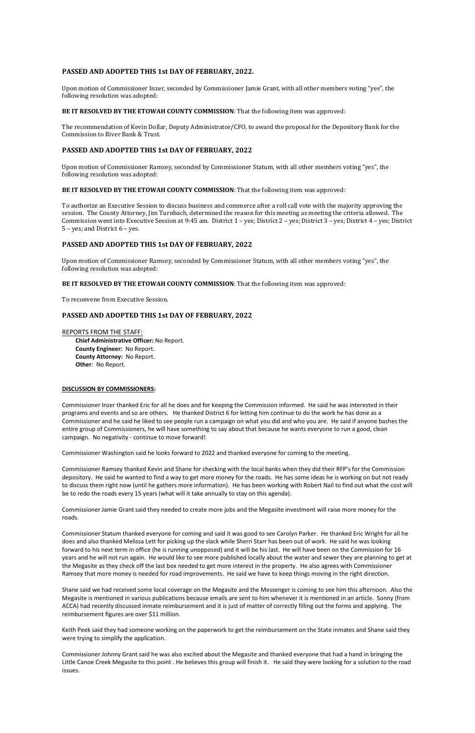**PASSED AND ADOPTED THIS 1st DAY OF FEBRUARY, 2022.**

Upon motion of Commissioner Inzer, seconded by Commissioner Jamie Grant, with all other members voting "yes", the following resolution was adopted:

**BE IT RESOLVED BY THE ETOWAH COUNTY COMMISSION**: That the following item was approved:

The recommendation of Kevin Dollar, Deputy Administrator/CFO, to award the proposal for the Depository Bank for the Commission to River Bank & Trust.

**PASSED AND ADOPTED THIS 1st DAY OF FEBRUARY, 2022**

Upon motion of Commissioner Ramsey, seconded by Commissioner Statum, with all other members voting "yes", the following resolution was adopted:

**BE IT RESOLVED BY THE ETOWAH COUNTY COMMISSION**: That the following item was approved:

To authorize an Executive Session to discuss business and commerce after a roll call vote with the majority approving the session. The County Attorney, Jim Turnbach, determined the reason for this meeting as meeting the criteria allowed. The Commission went into Executive Session at 9:45 am. District 1 – yes; District 2 – yes; District 3 – yes; District 4 – yes; District 5 – yes; and District 6 – yes.

**PASSED AND ADOPTED THIS 1st DAY OF FEBRUARY, 2022**

Upon motion of Commissioner Ramsey, seconded by Commissioner Statum, with all other members voting "yes", the following resolution was adopted:

**BE IT RESOLVED BY THE ETOWAH COUNTY COMMISSION**: That the following item was approved:

To reconvene from Executive Session.

**PASSED AND ADOPTED THIS 1st DAY OF FEBRUARY, 2022**

REPORTS FROM THE STAFF:

**Chief Administrative Officer:** No Report.
**County Engineer:** No Report.
**County Attorney:** No Report.
**Other**: No Report.

**DISCUSSION BY COMMISSIONERS:**

Commissioner Inzer thanked Eric for all he does and for keeping the Commission informed. He said he was interested in their programs and events and so are others. He thanked District 6 for letting him continue to do the work he has done as a Commissioner and he said he liked to see people run a campaign on what you did and who you are. He said if anyone bashes the entire group of Commissioners, he will have something to say about that because he wants everyone to run a good, clean campaign. No negativity - continue to move forward!

Commissioner Washington said he looks forward to 2022 and thanked everyone for coming to the meeting.

Commissioner Ramsey thanked Kevin and Shane for checking with the local banks when they did their RFP's for the Commission depository. He said he wanted to find a way to get more money for the roads. He has some ideas he is working on but not ready to discuss them right now (until he gathers more information). He has been working with Robert Nail to find out what the cost will be to redo the roads every 15 years (what will it take annually to stay on this agenda).

Commissioner Jamie Grant said they needed to create more jobs and the Megasite investment will raise more money for the roads.

Commissioner Statum thanked everyone for coming and said it was good to see Carolyn Parker. He thanked Eric Wright for all he does and also thanked Melissa Lett for picking up the slack while Sherri Starr has been out of work. He said he was looking forward to his next term in office (he is running unopposed) and it will be his last. He will have been on the Commission for 16 years and he will not run again. He would like to see more published locally about the water and sewer they are planning to get at the Megasite as they check off the last box needed to get more interest in the property. He also agrees with Commissioner Ramsey that more money is needed for road improvements. He said we have to keep things moving in the right direction.

Shane said we had received some local coverage on the Megasite and the Messenger is coming to see him this afternoon. Also the Megasite is mentioned in various publications because emails are sent to him whenever it is mentioned in an article. Sonny (from ACCA) had recently discussed inmate reimbursement and it is just of matter of correctly filling out the forms and applying. The reimbursement figures are over $11 million.

Keith Peek said they had someone working on the paperwork to get the reimbursement on the State inmates and Shane said they were trying to simplify the application.

Commissioner Johnny Grant said he was also excited about the Megasite and thanked everyone that had a hand in bringing the Little Canoe Creek Megasite to this point . He believes this group will finish it. He said they were looking for a solution to the road issues.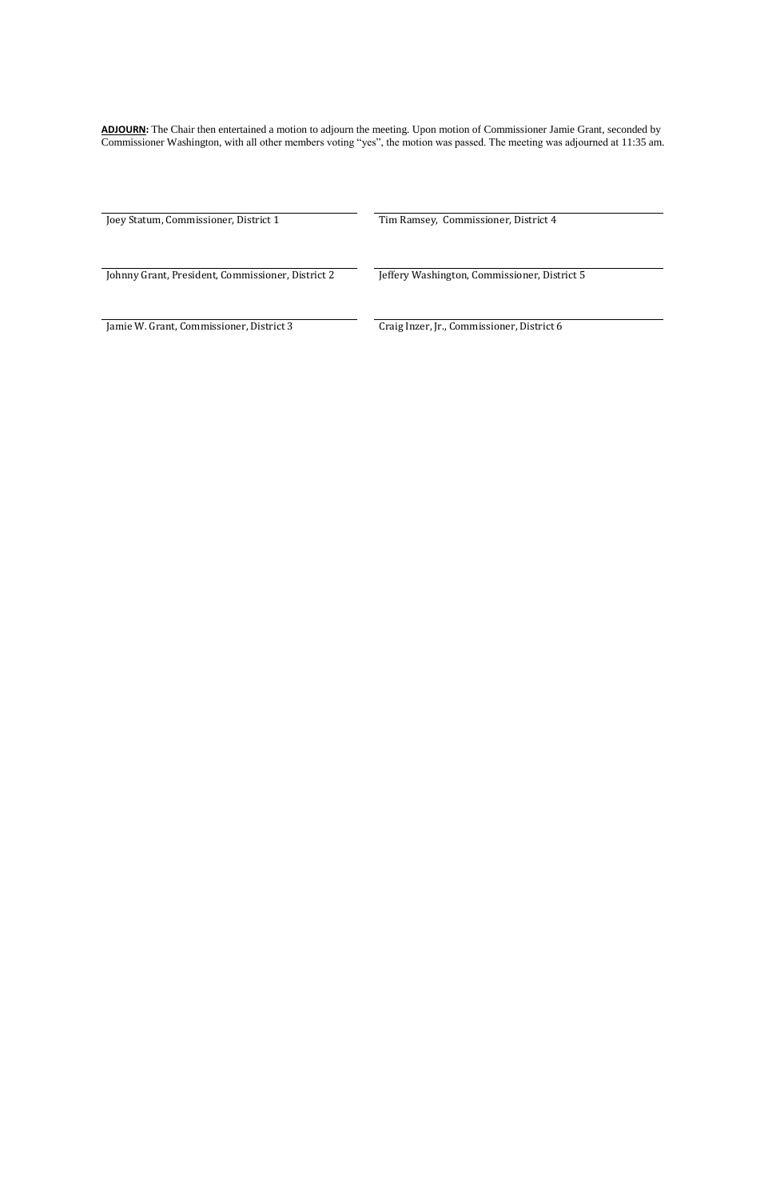**ADJOURN:** The Chair then entertained a motion to adjourn the meeting. Upon motion of Commissioner Jamie Grant, seconded by Commissioner Washington, with all other members voting "yes", the motion was passed. The meeting was adjourned at 11:35 am.

| | |
|---|---|
| Joey Statum, Commissioner, District 1 | Tim Ramsey, Commissioner, District 4 |
| Johnny Grant, President, Commissioner, District 2 | Jeffery Washington, Commissioner, District 5 |
| Jamie W. Grant, Commissioner, District 3 | Craig Inzer, Jr., Commissioner, District 6 |